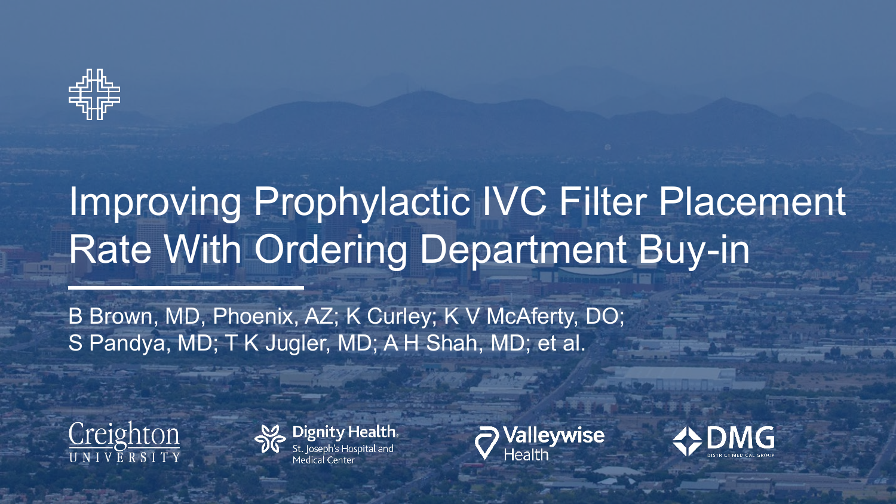# Improving Prophylactic IVC Filter Placement Rate With Ordering Department Buy-in

B Brown, MD, Phoenix, AZ; K Curley; K V McAferty, DO; S Pandya, MD; T K Jugler, MD; A H Shah, MD; et al.

Creighton University

Dignity Health St. Joseph's Hospital and Medical Center

Valleywise Health

DMG District Medical Group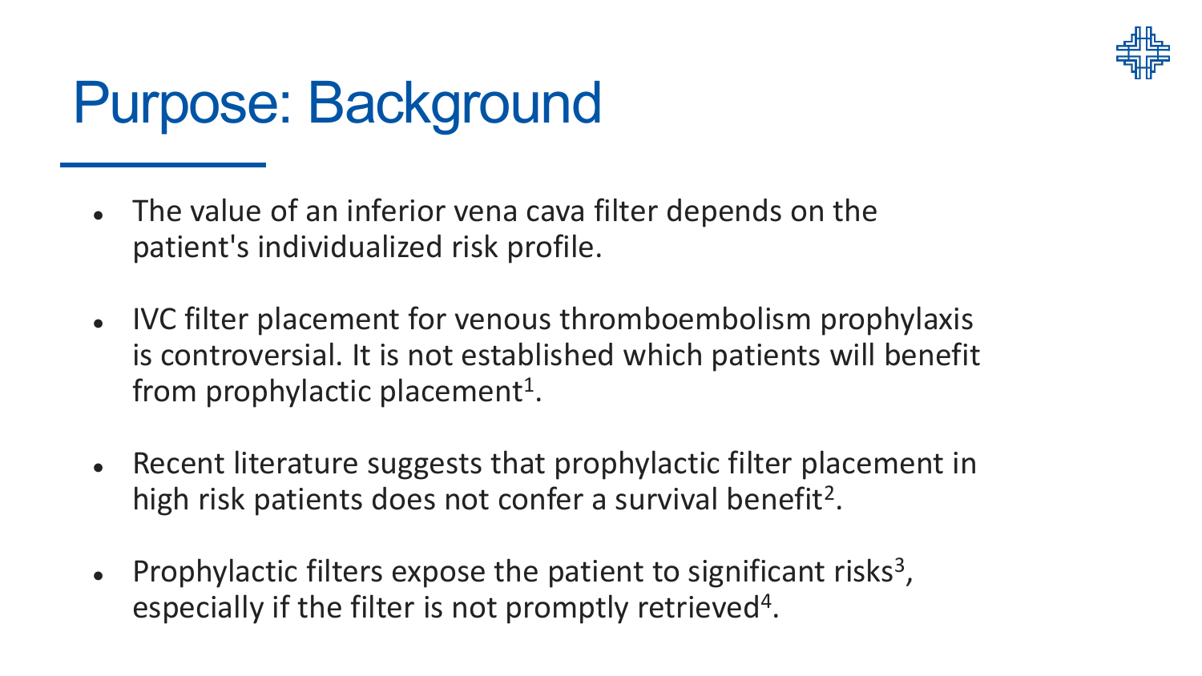# Purpose: Background

- The value of an inferior vena cava filter depends on the patient's individualized risk profile.
- IVC filter placement for venous thromboembolism prophylaxis is controversial. It is not established which patients will benefit from prophylactic placement[1].
- Recent literature suggests that prophylactic filter placement in high risk patients does not confer a survival benefit[2].
- Prophylactic filters expose the patient to significant risks[3], especially if the filter is not promptly retrieved[4].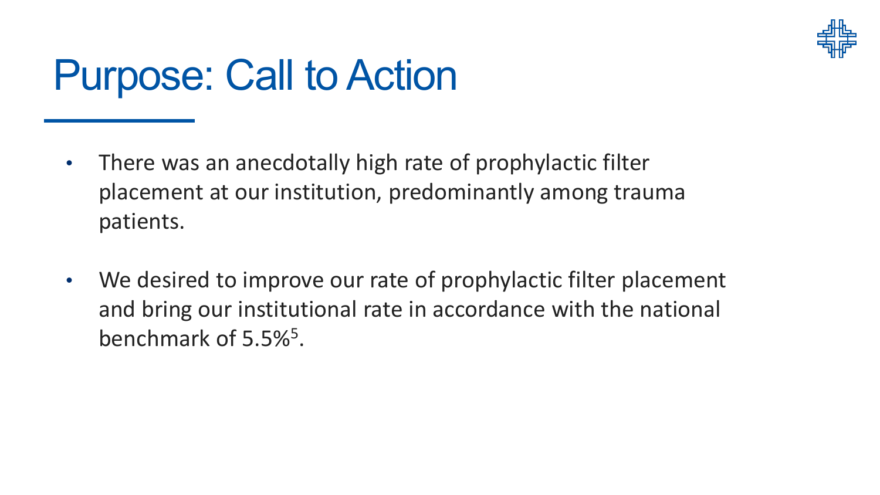# Purpose: Call to Action

- There was an anecdotally high rate of prophylactic filter placement at our institution, predominantly among trauma patients.
- We desired to improve our rate of prophylactic filter placement and bring our institutional rate in accordance with the national benchmark of 5.5%[5].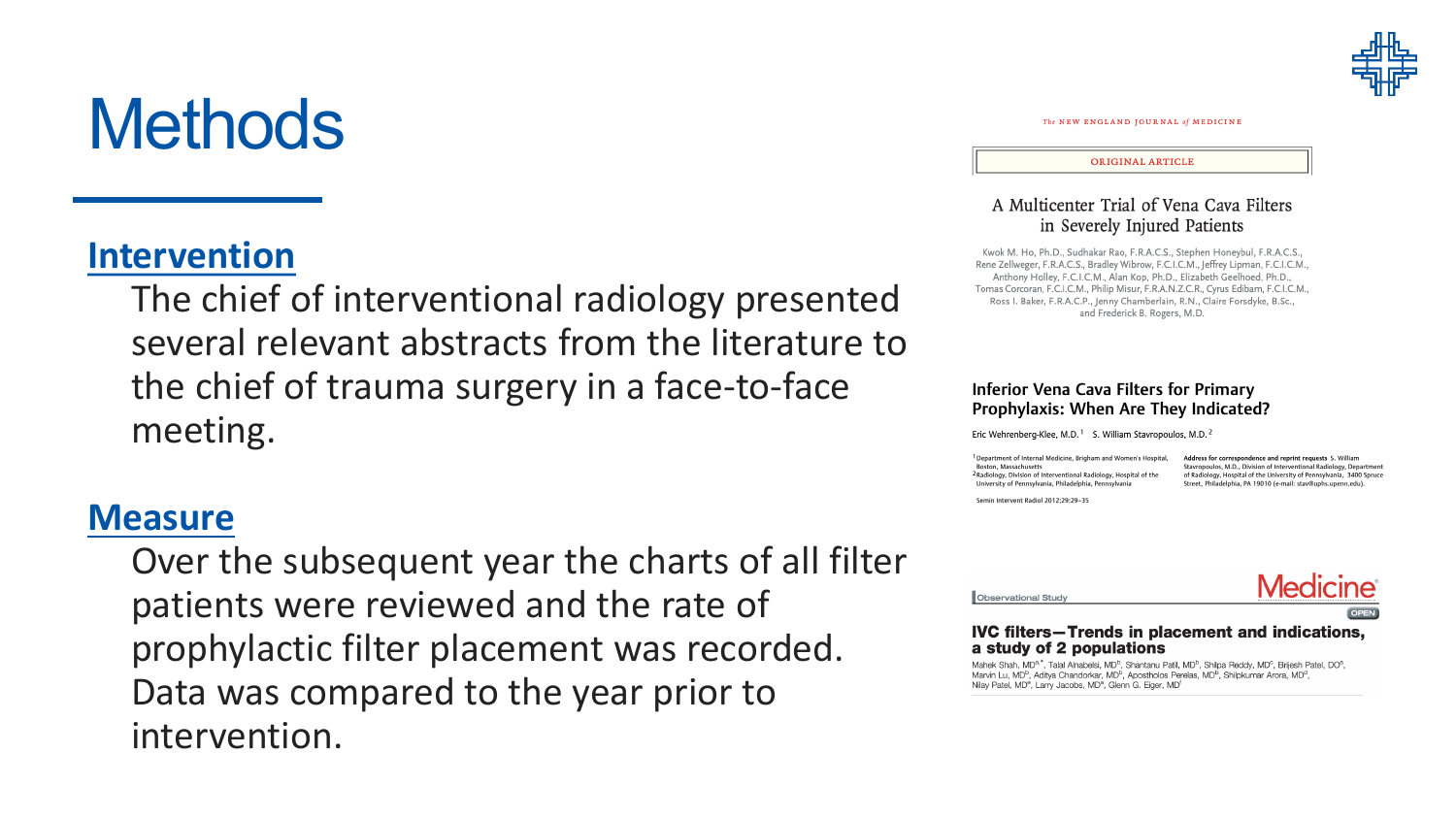# Methods

## Intervention

The chief of interventional radiology presented several relevant abstracts from the literature to the chief of trauma surgery in a face-to-face meeting.

## Measure

Over the subsequent year the charts of all filter patients were reviewed and the rate of prophylactic filter placement was recorded. Data was compared to the year prior to intervention.

The NEW ENGLAND JOURNAL of MEDICINE

ORIGINAL ARTICLE

### A Multicenter Trial of Vena Cava Filters in Severely Injured Patients

Kwok M. Ho, Ph.D., Sudhakar Rao, F.R.A.C.S., Stephen Honeybul, F.R.A.C.S., Rene Zellweger, F.R.A.C.S., Bradley Wibrow, F.C.I.C.M., Jeffrey Lipman, F.C.I.C.M., Anthony Holley, F.C.I.C.M., Alan Kop, Ph.D., Elizabeth Geelhoed, Ph.D., Tomas Corcoran, F.C.I.C.M., Philip Misur, F.R.A.N.Z.C.R., Cyrus Edibam, F.C.I.C.M., Ross I. Baker, F.R.A.C.P., Jenny Chamberlain, R.N., Claire Forsdyke, B.Sc., and Frederick B. Rogers, M.D.

### Inferior Vena Cava Filters for Primary Prophylaxis: When Are They Indicated?

Eric Wehrenberg-Klee, M.D.[1] S. William Stavropoulos, M.D.[2]

[1] Department of Internal Medicine, Brigham and Women's Hospital, Boston, Massachusetts
[2] Radiology, Division of Interventional Radiology, Hospital of the University of Pennsylvania, Philadelphia, Pennsylvania

Address for correspondence and reprint requests S. William Stavropoulos, M.D., Division of Interventional Radiology, Department of Radiology, Hospital of the University of Pennsylvania, 3400 Spruce Street, Philadelphia, PA 19010 (e-mail: stav@uphs.upenn.edu).

Semin Intervent Radiol 2012;29:29–35

Observational Study — Medicine — OPEN

### IVC filters—Trends in placement and indications, a study of 2 populations

Mahek Shah, MD[a,*], Talal Alnabelsi, MD[b], Shantanu Patil, MD[b], Shilpa Reddy, MD[c], Brijesh Patel, DO[a], Marvin Lu, MD[b], Aditya Chandorkar, MD[b], Apostholos Perelas, MD[b], Shilpkumar Arora, MD[d], Nilay Patel, MD[e], Larry Jacobs, MD[a], Glenn G. Eiger, MD[f]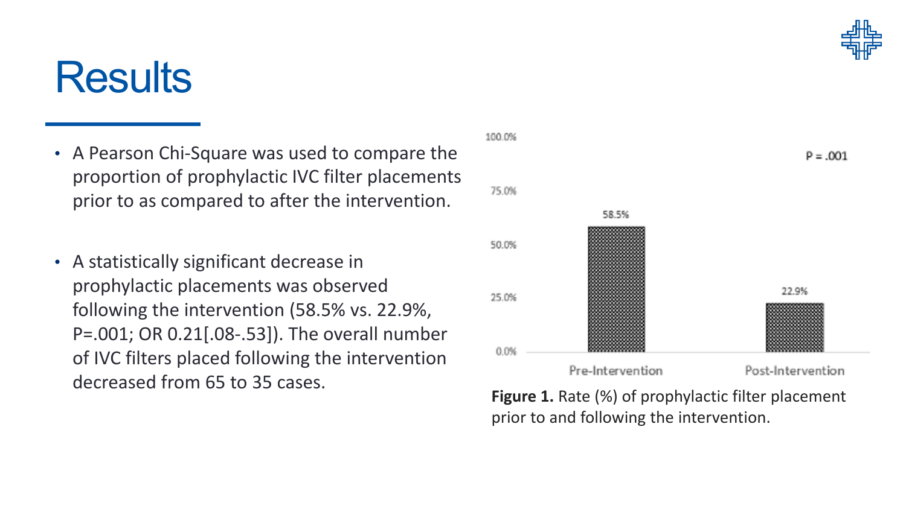# Results

- A Pearson Chi-Square was used to compare the proportion of prophylactic IVC filter placements prior to as compared to after the intervention.

- A statistically significant decrease in prophylactic placements was observed following the intervention (58.5% vs. 22.9%, P=.001; OR 0.21[.08-.53]). The overall number of IVC filters placed following the intervention decreased from 65 to 35 cases.

**Figure 1.** Rate (%) of prophylactic filter placement prior to and following the intervention.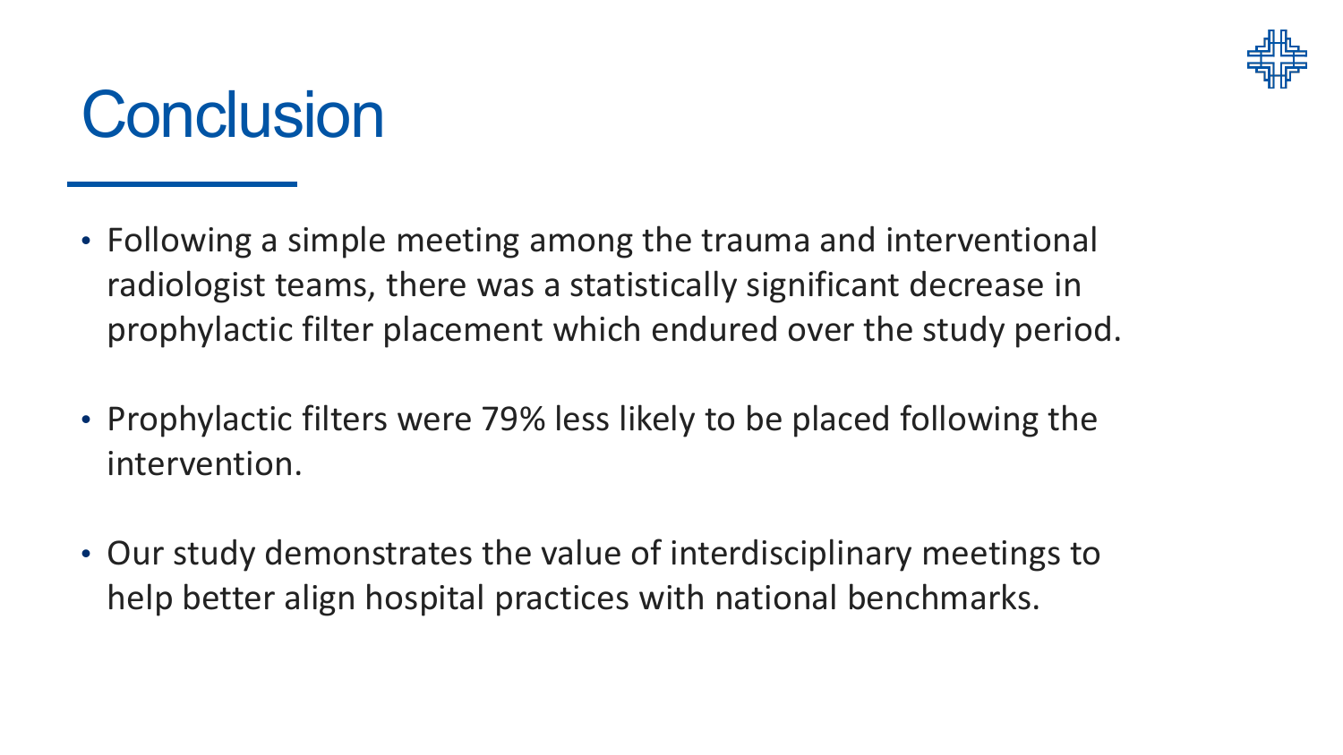# Conclusion

- Following a simple meeting among the trauma and interventional radiologist teams, there was a statistically significant decrease in prophylactic filter placement which endured over the study period.

- Prophylactic filters were 79% less likely to be placed following the intervention.

- Our study demonstrates the value of interdisciplinary meetings to help better align hospital practices with national benchmarks.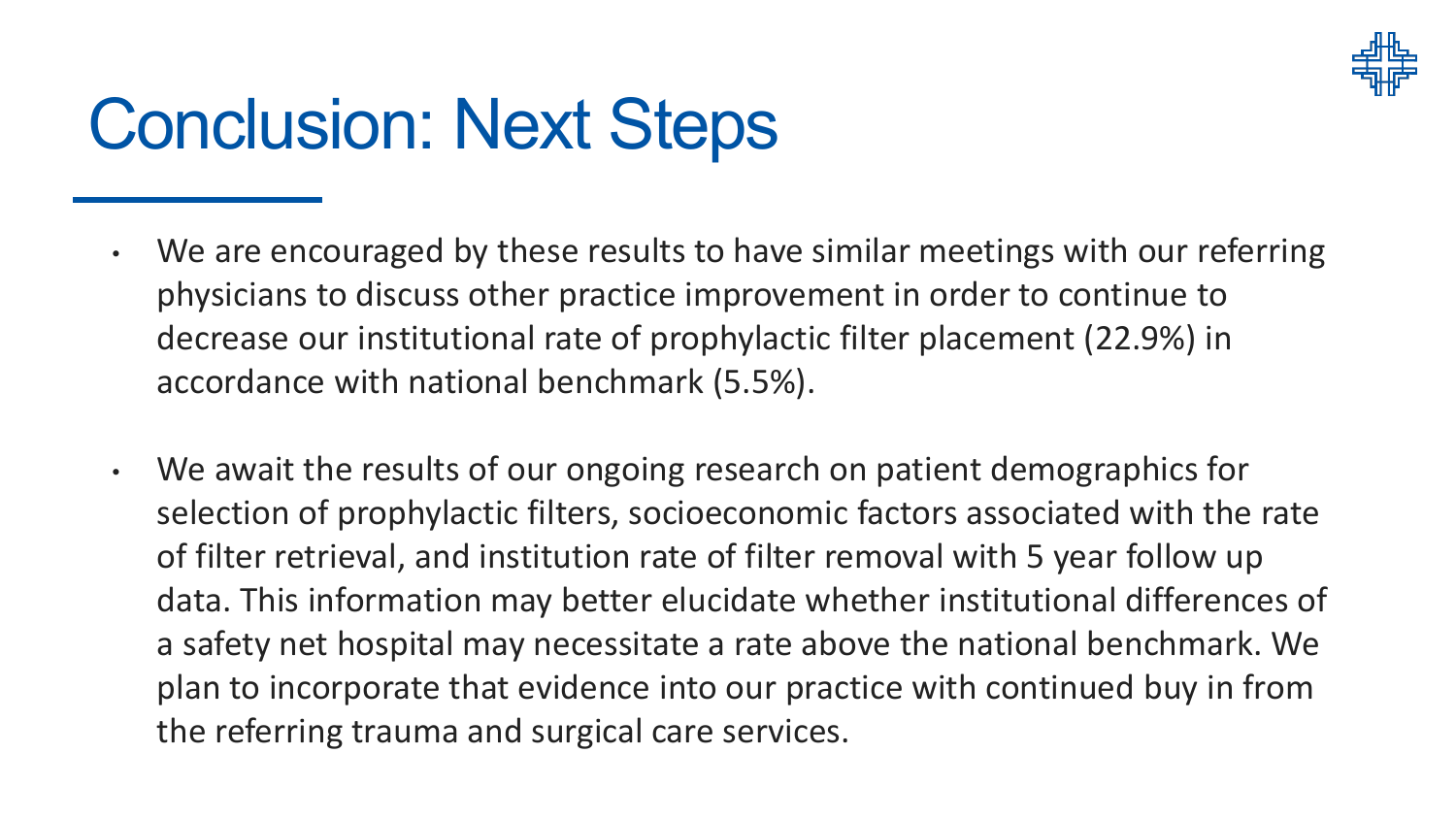# Conclusion: Next Steps

- We are encouraged by these results to have similar meetings with our referring physicians to discuss other practice improvement in order to continue to decrease our institutional rate of prophylactic filter placement (22.9%) in accordance with national benchmark (5.5%).

- We await the results of our ongoing research on patient demographics for selection of prophylactic filters, socioeconomic factors associated with the rate of filter retrieval, and institution rate of filter removal with 5 year follow up data. This information may better elucidate whether institutional differences of a safety net hospital may necessitate a rate above the national benchmark. We plan to incorporate that evidence into our practice with continued buy in from the referring trauma and surgical care services.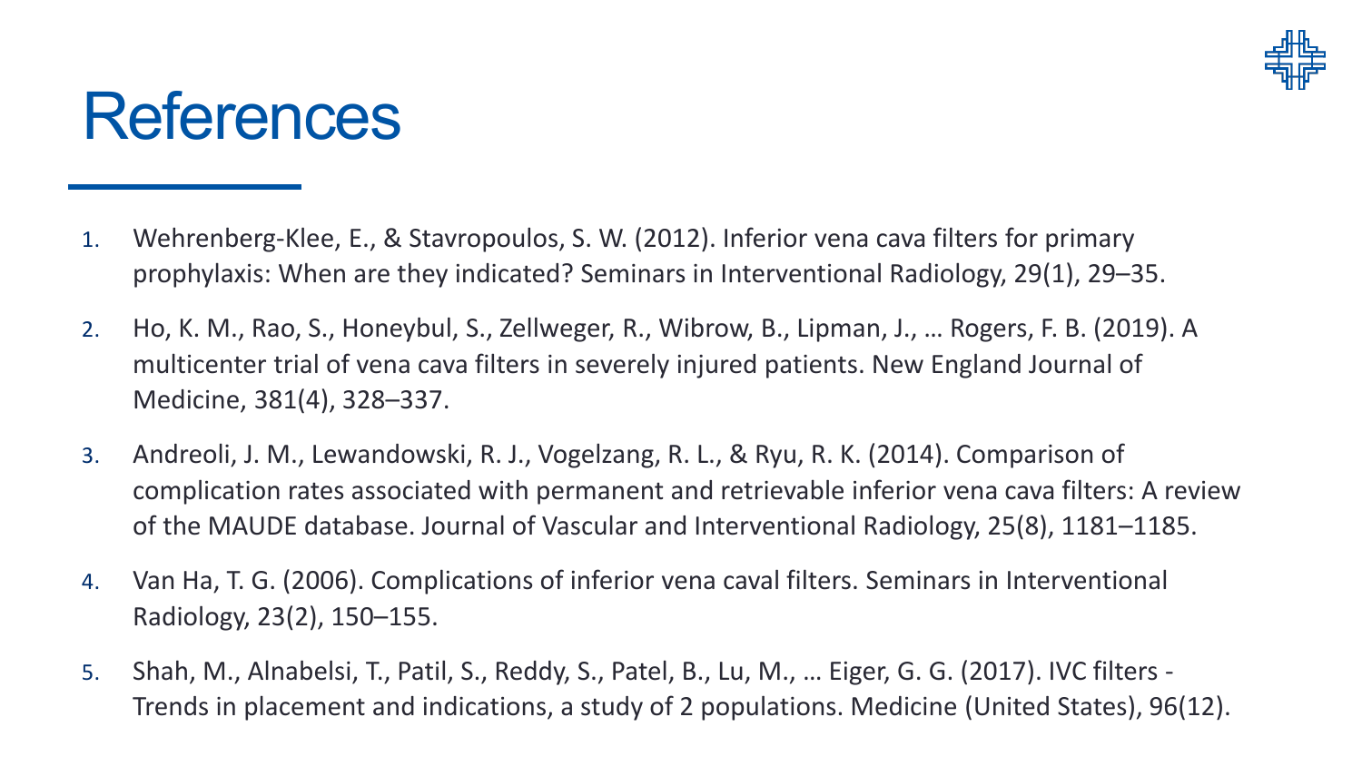# References

1. Wehrenberg-Klee, E., & Stavropoulos, S. W. (2012). Inferior vena cava filters for primary prophylaxis: When are they indicated? Seminars in Interventional Radiology, 29(1), 29–35.
2. Ho, K. M., Rao, S., Honeybul, S., Zellweger, R., Wibrow, B., Lipman, J., … Rogers, F. B. (2019). A multicenter trial of vena cava filters in severely injured patients. New England Journal of Medicine, 381(4), 328–337.
3. Andreoli, J. M., Lewandowski, R. J., Vogelzang, R. L., & Ryu, R. K. (2014). Comparison of complication rates associated with permanent and retrievable inferior vena cava filters: A review of the MAUDE database. Journal of Vascular and Interventional Radiology, 25(8), 1181–1185.
4. Van Ha, T. G. (2006). Complications of inferior vena caval filters. Seminars in Interventional Radiology, 23(2), 150–155.
5. Shah, M., Alnabelsi, T., Patil, S., Reddy, S., Patel, B., Lu, M., … Eiger, G. G. (2017). IVC filters - Trends in placement and indications, a study of 2 populations. Medicine (United States), 96(12).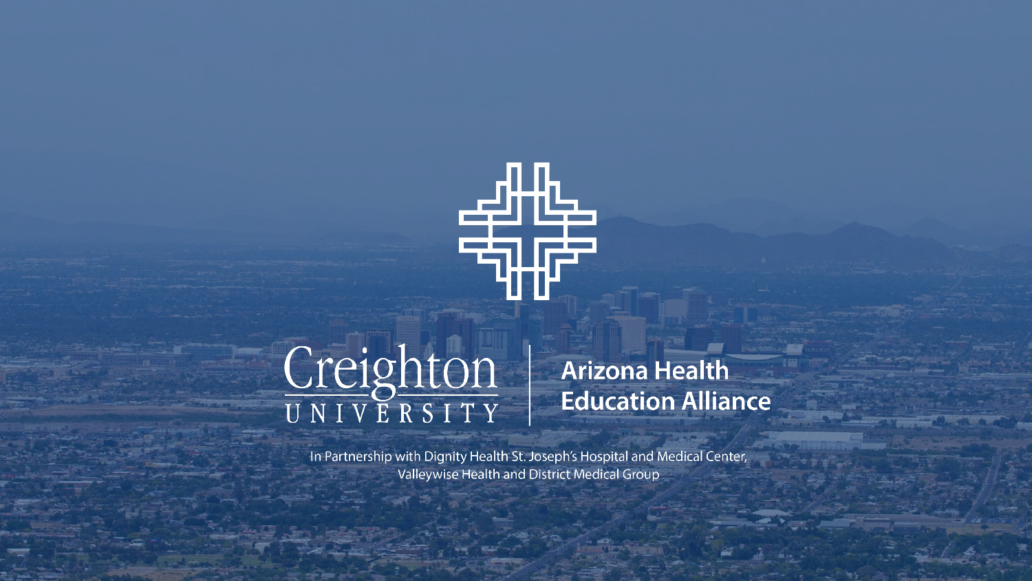Creighton UNIVERSITY

Arizona Health Education Alliance

In Partnership with Dignity Health St. Joseph's Hospital and Medical Center, Valleywise Health and District Medical Group